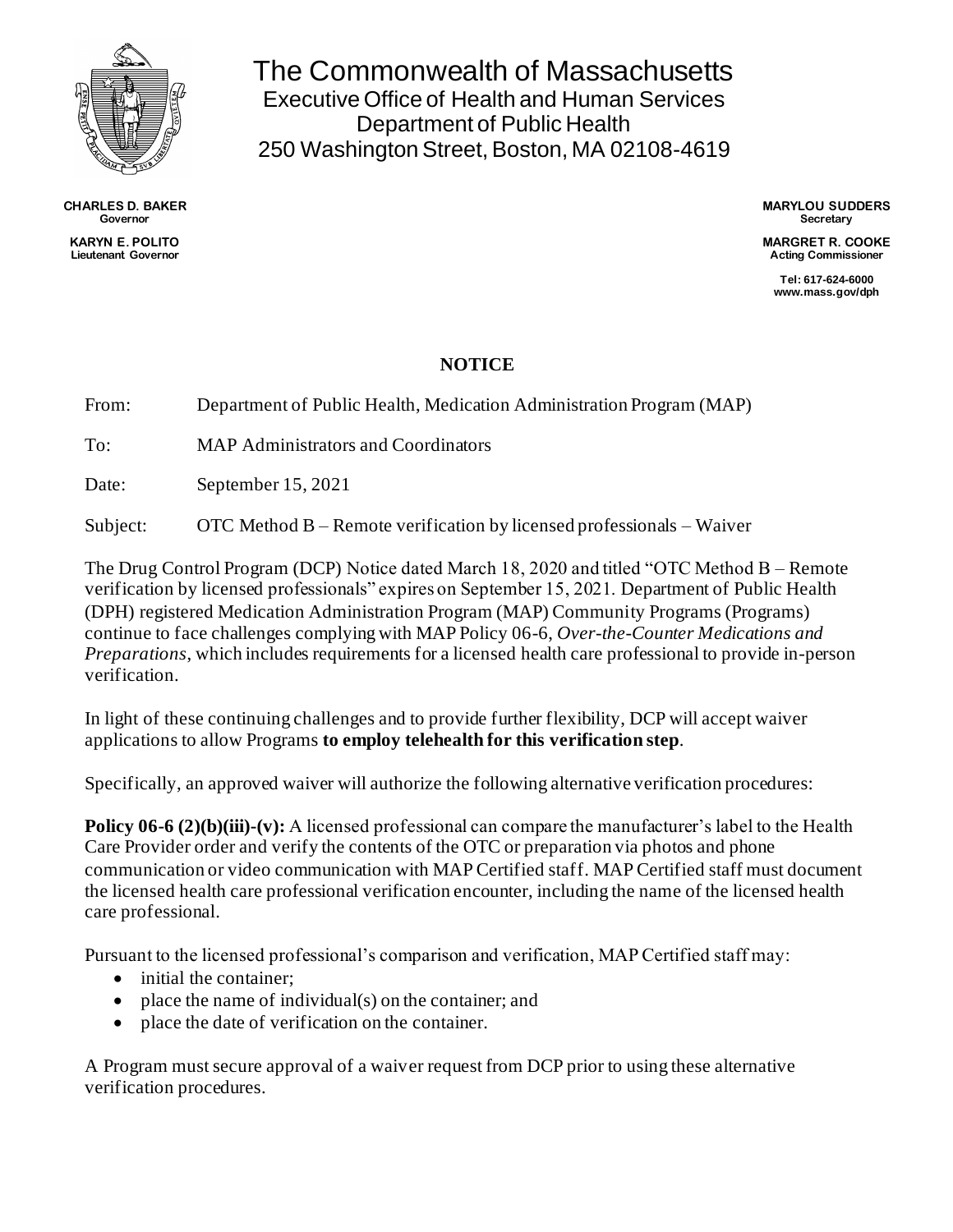# The Commonwealth of Massachusetts

Executive Office of Health and Human Services
Department of Public Health
250 Washington Street, Boston, MA 02108-4619

**CHARLES D. BAKER**
Governor

**KARYN E. POLITO**
Lieutenant Governor

**MARYLOU SUDDERS**
Secretary

**MARGRET R. COOKE**
Acting Commissioner

Tel: 617-624-6000
www.mass.gov/dph

## NOTICE

From: Department of Public Health, Medication Administration Program (MAP)

To: MAP Administrators and Coordinators

Date: September 15, 2021

Subject: OTC Method B – Remote verification by licensed professionals – Waiver

The Drug Control Program (DCP) Notice dated March 18, 2020 and titled "OTC Method B – Remote verification by licensed professionals" expires on September 15, 2021. Department of Public Health (DPH) registered Medication Administration Program (MAP) Community Programs (Programs) continue to face challenges complying with MAP Policy 06-6, *Over-the-Counter Medications and Preparations*, which includes requirements for a licensed health care professional to provide in-person verification.

In light of these continuing challenges and to provide further flexibility, DCP will accept waiver applications to allow Programs **to employ telehealth for this verification step**.

Specifically, an approved waiver will authorize the following alternative verification procedures:

**Policy 06-6 (2)(b)(iii)-(v):** A licensed professional can compare the manufacturer's label to the Health Care Provider order and verify the contents of the OTC or preparation via photos and phone communication or video communication with MAP Certified staff. MAP Certified staff must document the licensed health care professional verification encounter, including the name of the licensed health care professional.

Pursuant to the licensed professional's comparison and verification, MAP Certified staff may:

- initial the container;
- place the name of individual(s) on the container; and
- place the date of verification on the container.

A Program must secure approval of a waiver request from DCP prior to using these alternative verification procedures.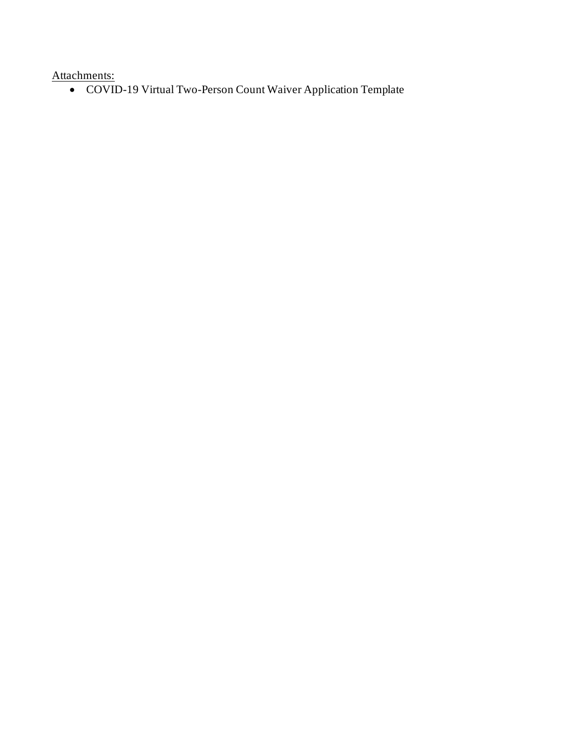Attachments:

- COVID-19 Virtual Two-Person Count Waiver Application Template